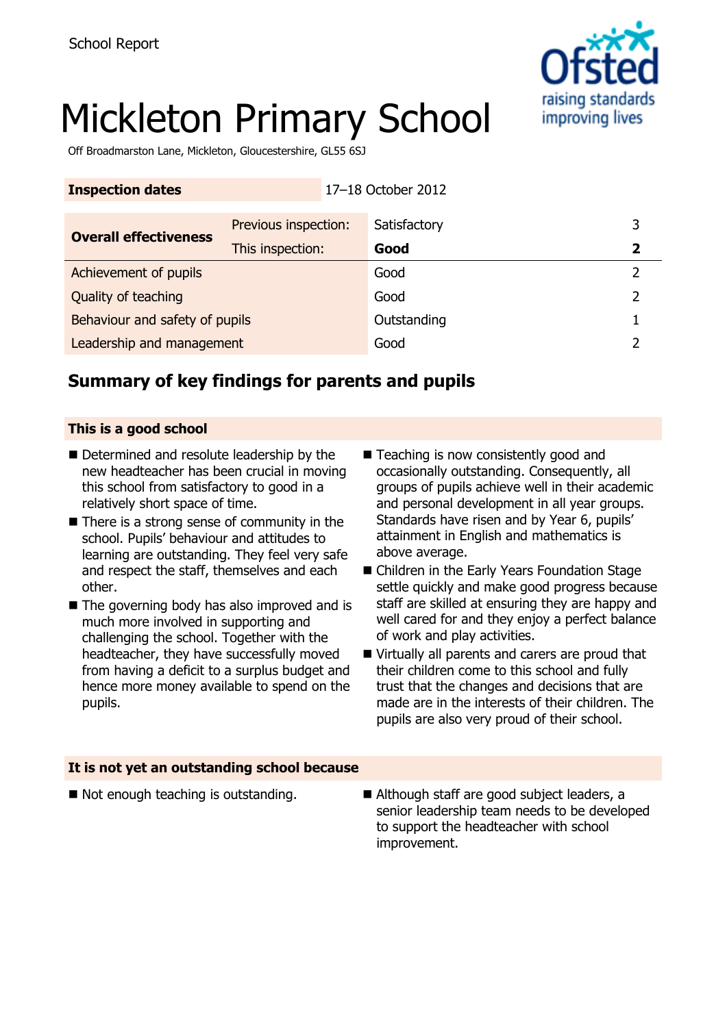School Report

# Mickleton Primary School

Off Broadmarston Lane, Mickleton, Gloucestershire, GL55 6SJ

| **Inspection dates** | | 17–18 October 2012 | |
|---|---|---|---|
| **Overall effectiveness** | Previous inspection: | Satisfactory | 3 |
| | This inspection: | **Good** | **2** |
| Achievement of pupils | | Good | 2 |
| Quality of teaching | | Good | 2 |
| Behaviour and safety of pupils | | Outstanding | 1 |
| Leadership and management | | Good | 2 |

## Summary of key findings for parents and pupils

### This is a good school

- Determined and resolute leadership by the new headteacher has been crucial in moving this school from satisfactory to good in a relatively short space of time.
- There is a strong sense of community in the school. Pupils' behaviour and attitudes to learning are outstanding. They feel very safe and respect the staff, themselves and each other.
- The governing body has also improved and is much more involved in supporting and challenging the school. Together with the headteacher, they have successfully moved from having a deficit to a surplus budget and hence more money available to spend on the pupils.
- Teaching is now consistently good and occasionally outstanding. Consequently, all groups of pupils achieve well in their academic and personal development in all year groups. Standards have risen and by Year 6, pupils' attainment in English and mathematics is above average.
- Children in the Early Years Foundation Stage settle quickly and make good progress because staff are skilled at ensuring they are happy and well cared for and they enjoy a perfect balance of work and play activities.
- Virtually all parents and carers are proud that their children come to this school and fully trust that the changes and decisions that are made are in the interests of their children. The pupils are also very proud of their school.

### It is not yet an outstanding school because

- Not enough teaching is outstanding.
- Although staff are good subject leaders, a senior leadership team needs to be developed to support the headteacher with school improvement.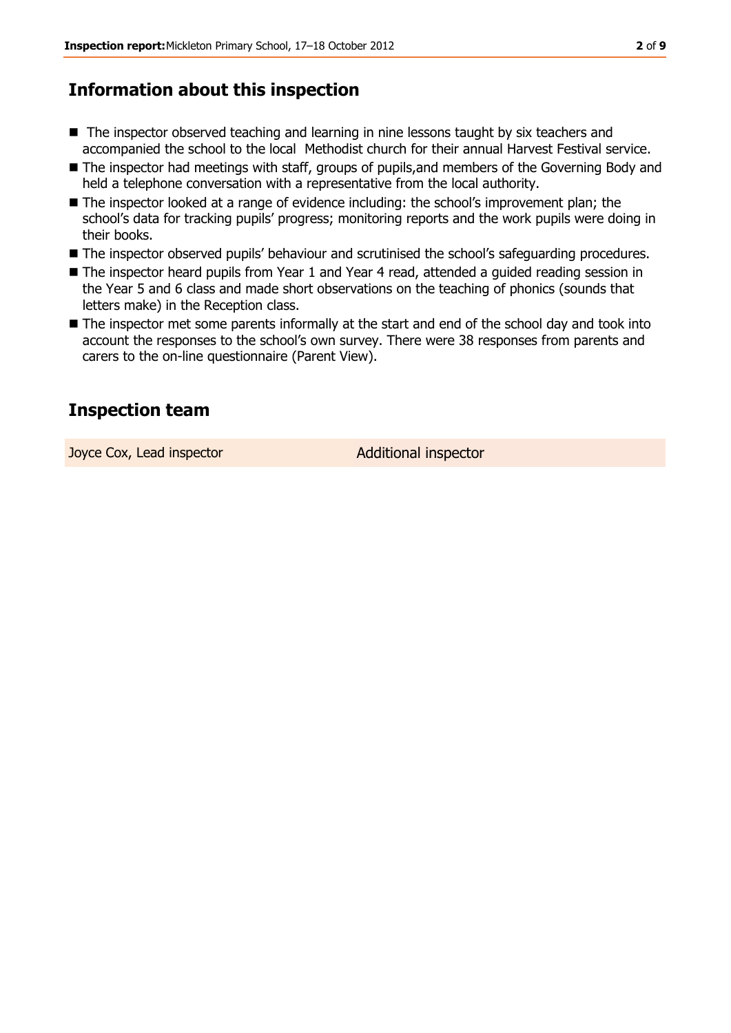## Information about this inspection

- The inspector observed teaching and learning in nine lessons taught by six teachers and accompanied the school to the local Methodist church for their annual Harvest Festival service.
- The inspector had meetings with staff, groups of pupils,and members of the Governing Body and held a telephone conversation with a representative from the local authority.
- The inspector looked at a range of evidence including: the school's improvement plan; the school's data for tracking pupils' progress; monitoring reports and the work pupils were doing in their books.
- The inspector observed pupils' behaviour and scrutinised the school's safeguarding procedures.
- The inspector heard pupils from Year 1 and Year 4 read, attended a guided reading session in the Year 5 and 6 class and made short observations on the teaching of phonics (sounds that letters make) in the Reception class.
- The inspector met some parents informally at the start and end of the school day and took into account the responses to the school's own survey. There were 38 responses from parents and carers to the on-line questionnaire (Parent View).

## Inspection team

| Joyce Cox, Lead inspector | Additional inspector |
|---|---|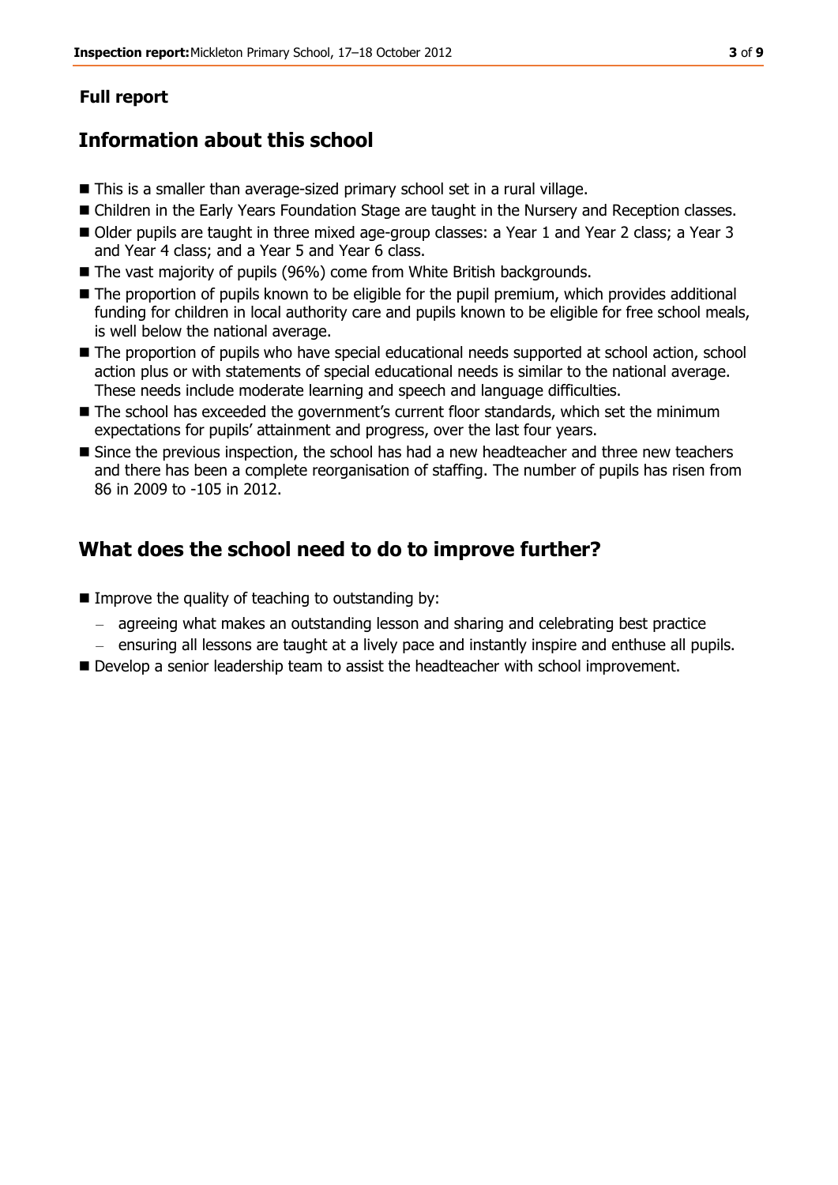**Full report**

## Information about this school

- This is a smaller than average-sized primary school set in a rural village.
- Children in the Early Years Foundation Stage are taught in the Nursery and Reception classes.
- Older pupils are taught in three mixed age-group classes: a Year 1 and Year 2 class; a Year 3 and Year 4 class; and a Year 5 and Year 6 class.
- The vast majority of pupils (96%) come from White British backgrounds.
- The proportion of pupils known to be eligible for the pupil premium, which provides additional funding for children in local authority care and pupils known to be eligible for free school meals, is well below the national average.
- The proportion of pupils who have special educational needs supported at school action, school action plus or with statements of special educational needs is similar to the national average. These needs include moderate learning and speech and language difficulties.
- The school has exceeded the government's current floor standards, which set the minimum expectations for pupils' attainment and progress, over the last four years.
- Since the previous inspection, the school has had a new headteacher and three new teachers and there has been a complete reorganisation of staffing. The number of pupils has risen from 86 in 2009 to -105 in 2012.

## What does the school need to do to improve further?

- Improve the quality of teaching to outstanding by:
  - agreeing what makes an outstanding lesson and sharing and celebrating best practice
  - ensuring all lessons are taught at a lively pace and instantly inspire and enthuse all pupils.
- Develop a senior leadership team to assist the headteacher with school improvement.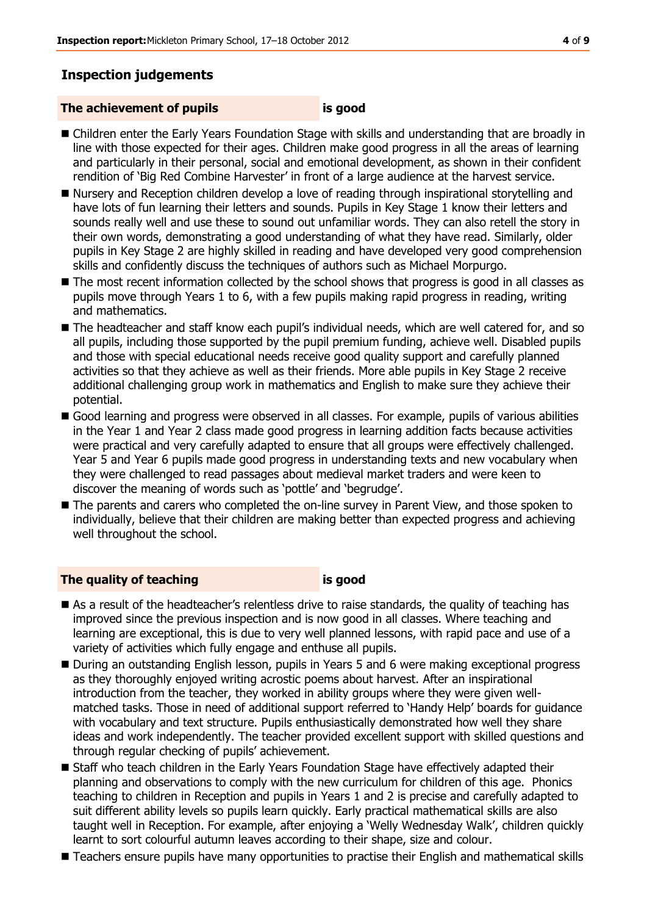## Inspection judgements

**The achievement of pupils is good**

- Children enter the Early Years Foundation Stage with skills and understanding that are broadly in line with those expected for their ages. Children make good progress in all the areas of learning and particularly in their personal, social and emotional development, as shown in their confident rendition of 'Big Red Combine Harvester' in front of a large audience at the harvest service.
- Nursery and Reception children develop a love of reading through inspirational storytelling and have lots of fun learning their letters and sounds. Pupils in Key Stage 1 know their letters and sounds really well and use these to sound out unfamiliar words. They can also retell the story in their own words, demonstrating a good understanding of what they have read. Similarly, older pupils in Key Stage 2 are highly skilled in reading and have developed very good comprehension skills and confidently discuss the techniques of authors such as Michael Morpurgo.
- The most recent information collected by the school shows that progress is good in all classes as pupils move through Years 1 to 6, with a few pupils making rapid progress in reading, writing and mathematics.
- The headteacher and staff know each pupil's individual needs, which are well catered for, and so all pupils, including those supported by the pupil premium funding, achieve well. Disabled pupils and those with special educational needs receive good quality support and carefully planned activities so that they achieve as well as their friends. More able pupils in Key Stage 2 receive additional challenging group work in mathematics and English to make sure they achieve their potential.
- Good learning and progress were observed in all classes. For example, pupils of various abilities in the Year 1 and Year 2 class made good progress in learning addition facts because activities were practical and very carefully adapted to ensure that all groups were effectively challenged. Year 5 and Year 6 pupils made good progress in understanding texts and new vocabulary when they were challenged to read passages about medieval market traders and were keen to discover the meaning of words such as 'pottle' and 'begrudge'.
- The parents and carers who completed the on-line survey in Parent View, and those spoken to individually, believe that their children are making better than expected progress and achieving well throughout the school.

**The quality of teaching is good**

- As a result of the headteacher's relentless drive to raise standards, the quality of teaching has improved since the previous inspection and is now good in all classes. Where teaching and learning are exceptional, this is due to very well planned lessons, with rapid pace and use of a variety of activities which fully engage and enthuse all pupils.
- During an outstanding English lesson, pupils in Years 5 and 6 were making exceptional progress as they thoroughly enjoyed writing acrostic poems about harvest. After an inspirational introduction from the teacher, they worked in ability groups where they were given well-matched tasks. Those in need of additional support referred to 'Handy Help' boards for guidance with vocabulary and text structure. Pupils enthusiastically demonstrated how well they share ideas and work independently. The teacher provided excellent support with skilled questions and through regular checking of pupils' achievement.
- Staff who teach children in the Early Years Foundation Stage have effectively adapted their planning and observations to comply with the new curriculum for children of this age. Phonics teaching to children in Reception and pupils in Years 1 and 2 is precise and carefully adapted to suit different ability levels so pupils learn quickly. Early practical mathematical skills are also taught well in Reception. For example, after enjoying a 'Welly Wednesday Walk', children quickly learnt to sort colourful autumn leaves according to their shape, size and colour.
- Teachers ensure pupils have many opportunities to practise their English and mathematical skills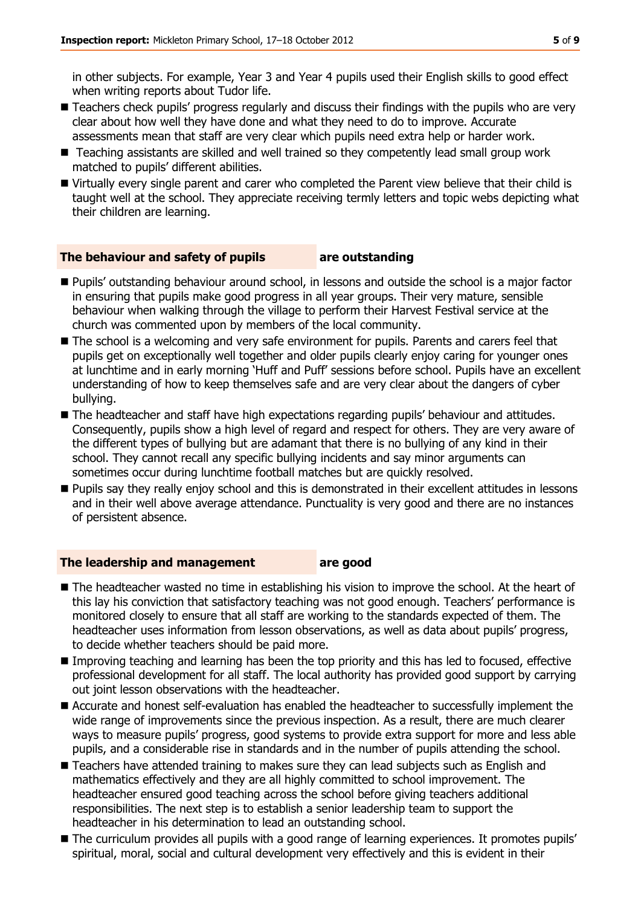in other subjects. For example, Year 3 and Year 4 pupils used their English skills to good effect when writing reports about Tudor life.

- Teachers check pupils' progress regularly and discuss their findings with the pupils who are very clear about how well they have done and what they need to do to improve. Accurate assessments mean that staff are very clear which pupils need extra help or harder work.
- Teaching assistants are skilled and well trained so they competently lead small group work matched to pupils' different abilities.
- Virtually every single parent and carer who completed the Parent view believe that their child is taught well at the school. They appreciate receiving termly letters and topic webs depicting what their children are learning.

## The behaviour and safety of pupils — are outstanding

- Pupils' outstanding behaviour around school, in lessons and outside the school is a major factor in ensuring that pupils make good progress in all year groups. Their very mature, sensible behaviour when walking through the village to perform their Harvest Festival service at the church was commented upon by members of the local community.
- The school is a welcoming and very safe environment for pupils. Parents and carers feel that pupils get on exceptionally well together and older pupils clearly enjoy caring for younger ones at lunchtime and in early morning 'Huff and Puff' sessions before school. Pupils have an excellent understanding of how to keep themselves safe and are very clear about the dangers of cyber bullying.
- The headteacher and staff have high expectations regarding pupils' behaviour and attitudes. Consequently, pupils show a high level of regard and respect for others. They are very aware of the different types of bullying but are adamant that there is no bullying of any kind in their school. They cannot recall any specific bullying incidents and say minor arguments can sometimes occur during lunchtime football matches but are quickly resolved.
- Pupils say they really enjoy school and this is demonstrated in their excellent attitudes in lessons and in their well above average attendance. Punctuality is very good and there are no instances of persistent absence.

## The leadership and management — are good

- The headteacher wasted no time in establishing his vision to improve the school. At the heart of this lay his conviction that satisfactory teaching was not good enough. Teachers' performance is monitored closely to ensure that all staff are working to the standards expected of them. The headteacher uses information from lesson observations, as well as data about pupils' progress, to decide whether teachers should be paid more.
- Improving teaching and learning has been the top priority and this has led to focused, effective professional development for all staff. The local authority has provided good support by carrying out joint lesson observations with the headteacher.
- Accurate and honest self-evaluation has enabled the headteacher to successfully implement the wide range of improvements since the previous inspection. As a result, there are much clearer ways to measure pupils' progress, good systems to provide extra support for more and less able pupils, and a considerable rise in standards and in the number of pupils attending the school.
- Teachers have attended training to makes sure they can lead subjects such as English and mathematics effectively and they are all highly committed to school improvement. The headteacher ensured good teaching across the school before giving teachers additional responsibilities. The next step is to establish a senior leadership team to support the headteacher in his determination to lead an outstanding school.
- The curriculum provides all pupils with a good range of learning experiences. It promotes pupils' spiritual, moral, social and cultural development very effectively and this is evident in their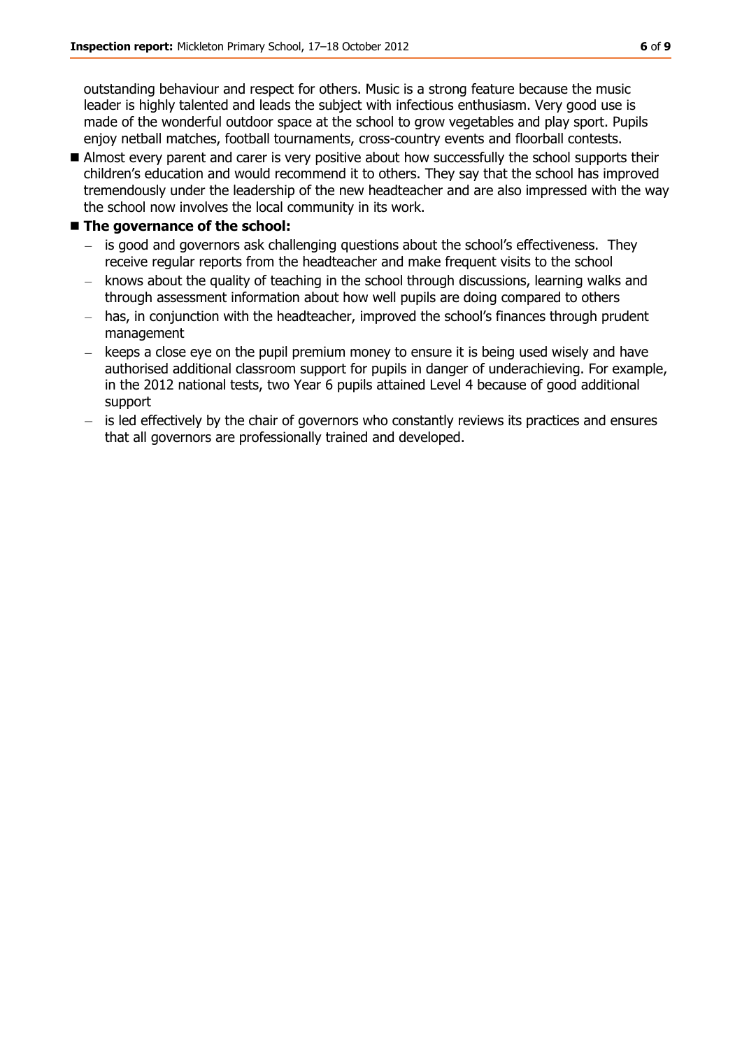outstanding behaviour and respect for others. Music is a strong feature because the music leader is highly talented and leads the subject with infectious enthusiasm. Very good use is made of the wonderful outdoor space at the school to grow vegetables and play sport. Pupils enjoy netball matches, football tournaments, cross-country events and floorball contests.

- Almost every parent and carer is very positive about how successfully the school supports their children's education and would recommend it to others. They say that the school has improved tremendously under the leadership of the new headteacher and are also impressed with the way the school now involves the local community in its work.

- **The governance of the school:**
  - is good and governors ask challenging questions about the school's effectiveness. They receive regular reports from the headteacher and make frequent visits to the school
  - knows about the quality of teaching in the school through discussions, learning walks and through assessment information about how well pupils are doing compared to others
  - has, in conjunction with the headteacher, improved the school's finances through prudent management
  - keeps a close eye on the pupil premium money to ensure it is being used wisely and have authorised additional classroom support for pupils in danger of underachieving. For example, in the 2012 national tests, two Year 6 pupils attained Level 4 because of good additional support
  - is led effectively by the chair of governors who constantly reviews its practices and ensures that all governors are professionally trained and developed.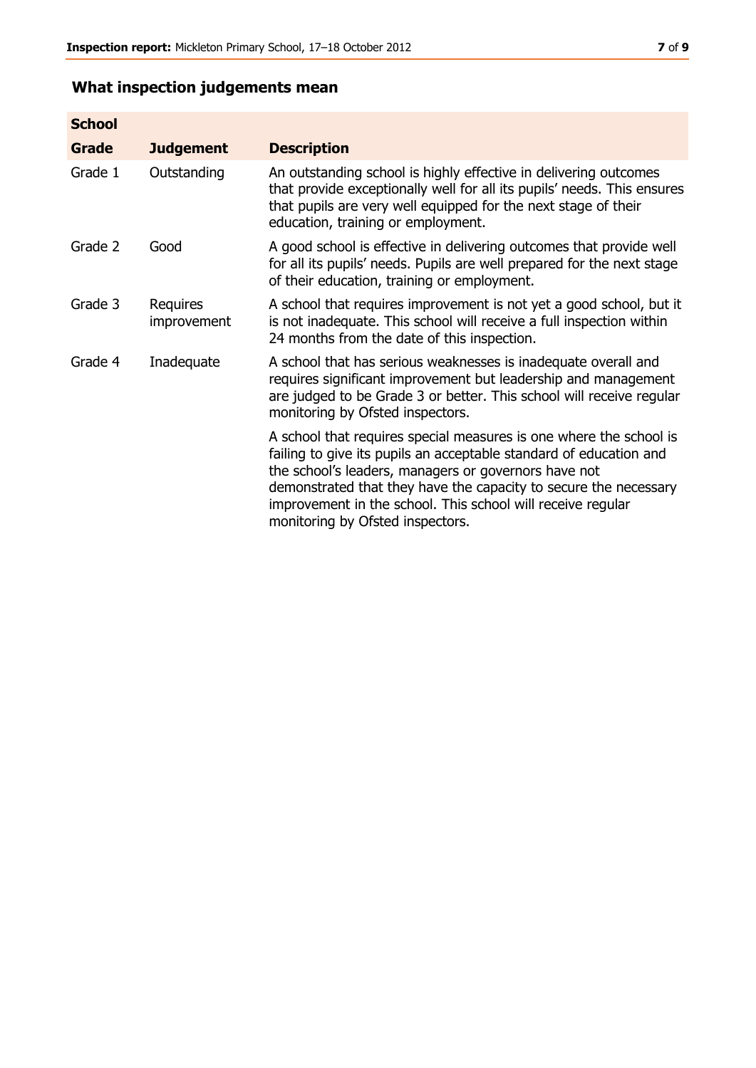## What inspection judgements mean

| School Grade | Judgement | Description |
| --- | --- | --- |
| Grade 1 | Outstanding | An outstanding school is highly effective in delivering outcomes that provide exceptionally well for all its pupils' needs. This ensures that pupils are very well equipped for the next stage of their education, training or employment. |
| Grade 2 | Good | A good school is effective in delivering outcomes that provide well for all its pupils' needs. Pupils are well prepared for the next stage of their education, training or employment. |
| Grade 3 | Requires improvement | A school that requires improvement is not yet a good school, but it is not inadequate. This school will receive a full inspection within 24 months from the date of this inspection. |
| Grade 4 | Inadequate | A school that has serious weaknesses is inadequate overall and requires significant improvement but leadership and management are judged to be Grade 3 or better. This school will receive regular monitoring by Ofsted inspectors. |
| | | A school that requires special measures is one where the school is failing to give its pupils an acceptable standard of education and the school's leaders, managers or governors have not demonstrated that they have the capacity to secure the necessary improvement in the school. This school will receive regular monitoring by Ofsted inspectors. |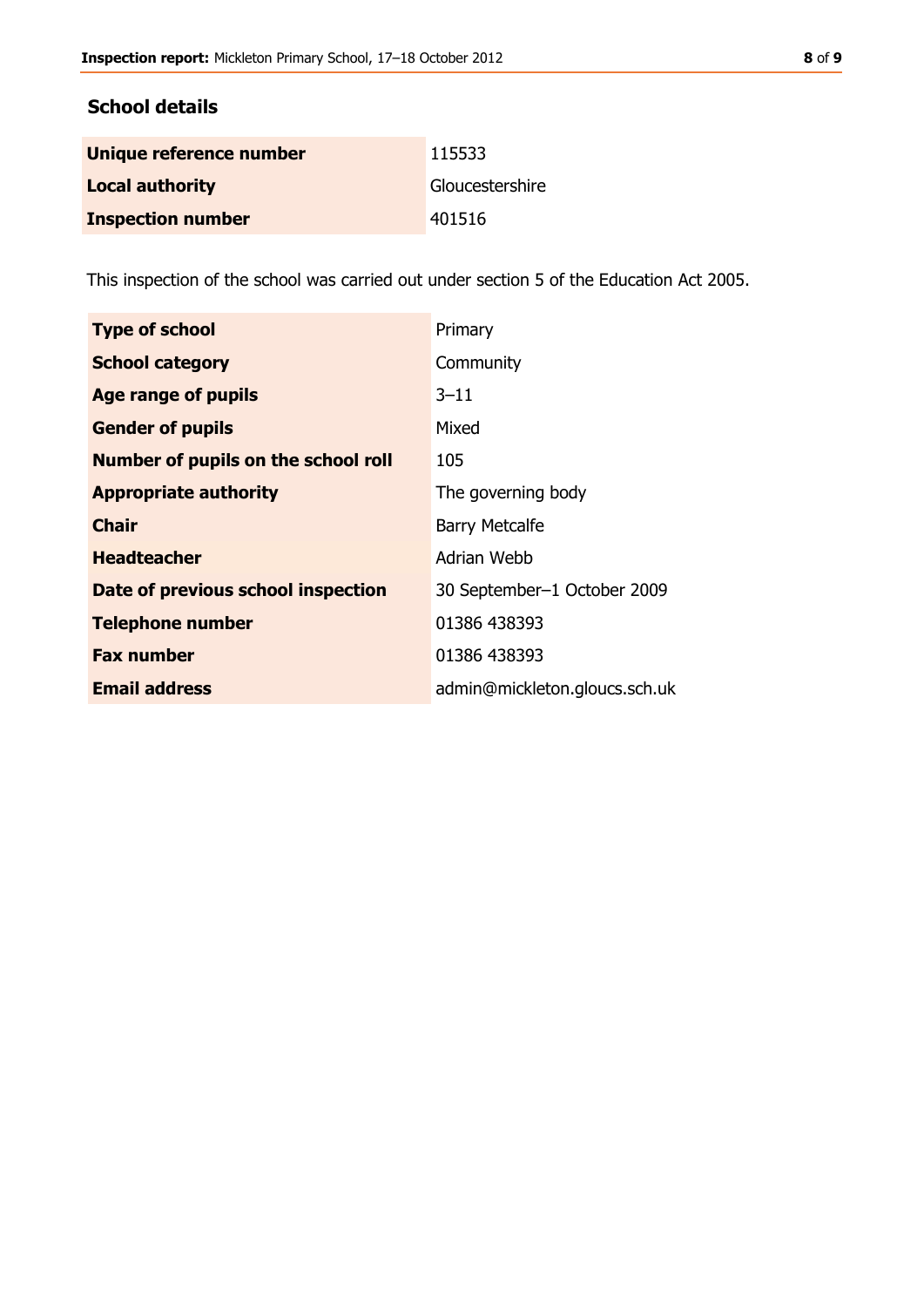## School details

| | |
|---|---|
| **Unique reference number** | 115533 |
| **Local authority** | Gloucestershire |
| **Inspection number** | 401516 |

This inspection of the school was carried out under section 5 of the Education Act 2005.

| | |
|---|---|
| **Type of school** | Primary |
| **School category** | Community |
| **Age range of pupils** | 3–11 |
| **Gender of pupils** | Mixed |
| **Number of pupils on the school roll** | 105 |
| **Appropriate authority** | The governing body |
| **Chair** | Barry Metcalfe |
| **Headteacher** | Adrian Webb |
| **Date of previous school inspection** | 30 September–1 October 2009 |
| **Telephone number** | 01386 438393 |
| **Fax number** | 01386 438393 |
| **Email address** | admin@mickleton.gloucs.sch.uk |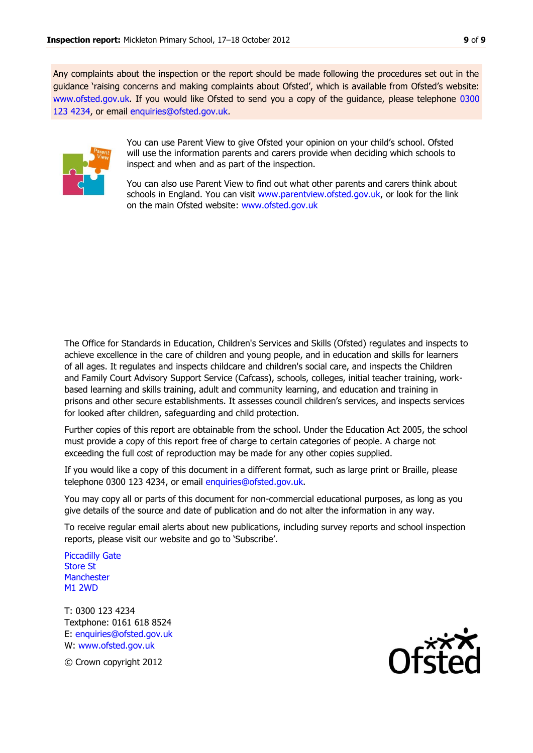Any complaints about the inspection or the report should be made following the procedures set out in the guidance 'raising concerns and making complaints about Ofsted', which is available from Ofsted's website: www.ofsted.gov.uk. If you would like Ofsted to send you a copy of the guidance, please telephone 0300 123 4234, or email enquiries@ofsted.gov.uk.

You can use Parent View to give Ofsted your opinion on your child's school. Ofsted will use the information parents and carers provide when deciding which schools to inspect and when and as part of the inspection.

You can also use Parent View to find out what other parents and carers think about schools in England. You can visit www.parentview.ofsted.gov.uk, or look for the link on the main Ofsted website: www.ofsted.gov.uk

The Office for Standards in Education, Children's Services and Skills (Ofsted) regulates and inspects to achieve excellence in the care of children and young people, and in education and skills for learners of all ages. It regulates and inspects childcare and children's social care, and inspects the Children and Family Court Advisory Support Service (Cafcass), schools, colleges, initial teacher training, work-based learning and skills training, adult and community learning, and education and training in prisons and other secure establishments. It assesses council children's services, and inspects services for looked after children, safeguarding and child protection.

Further copies of this report are obtainable from the school. Under the Education Act 2005, the school must provide a copy of this report free of charge to certain categories of people. A charge not exceeding the full cost of reproduction may be made for any other copies supplied.

If you would like a copy of this document in a different format, such as large print or Braille, please telephone 0300 123 4234, or email enquiries@ofsted.gov.uk.

You may copy all or parts of this document for non-commercial educational purposes, as long as you give details of the source and date of publication and do not alter the information in any way.

To receive regular email alerts about new publications, including survey reports and school inspection reports, please visit our website and go to 'Subscribe'.

Piccadilly Gate
Store St
Manchester
M1 2WD

T: 0300 123 4234
Textphone: 0161 618 8524
E: enquiries@ofsted.gov.uk
W: www.ofsted.gov.uk

© Crown copyright 2012